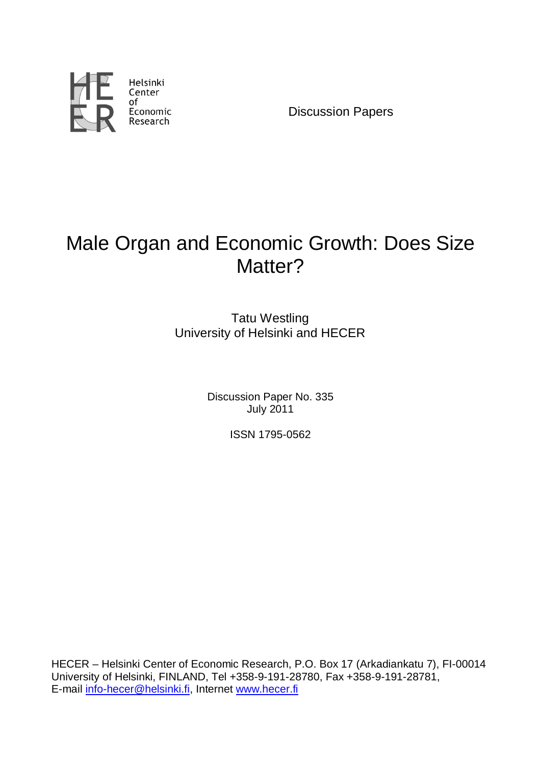Helsinki Center of Economic Research

Discussion Papers

# Male Organ and Economic Growth: Does Size Matter?

Tatu Westling
University of Helsinki and HECER

Discussion Paper No. 335
July 2011

ISSN 1795-0562

HECER – Helsinki Center of Economic Research, P.O. Box 17 (Arkadiankatu 7), FI-00014 University of Helsinki, FINLAND, Tel +358-9-191-28780, Fax +358-9-191-28781, E-mail info-hecer@helsinki.fi, Internet www.hecer.fi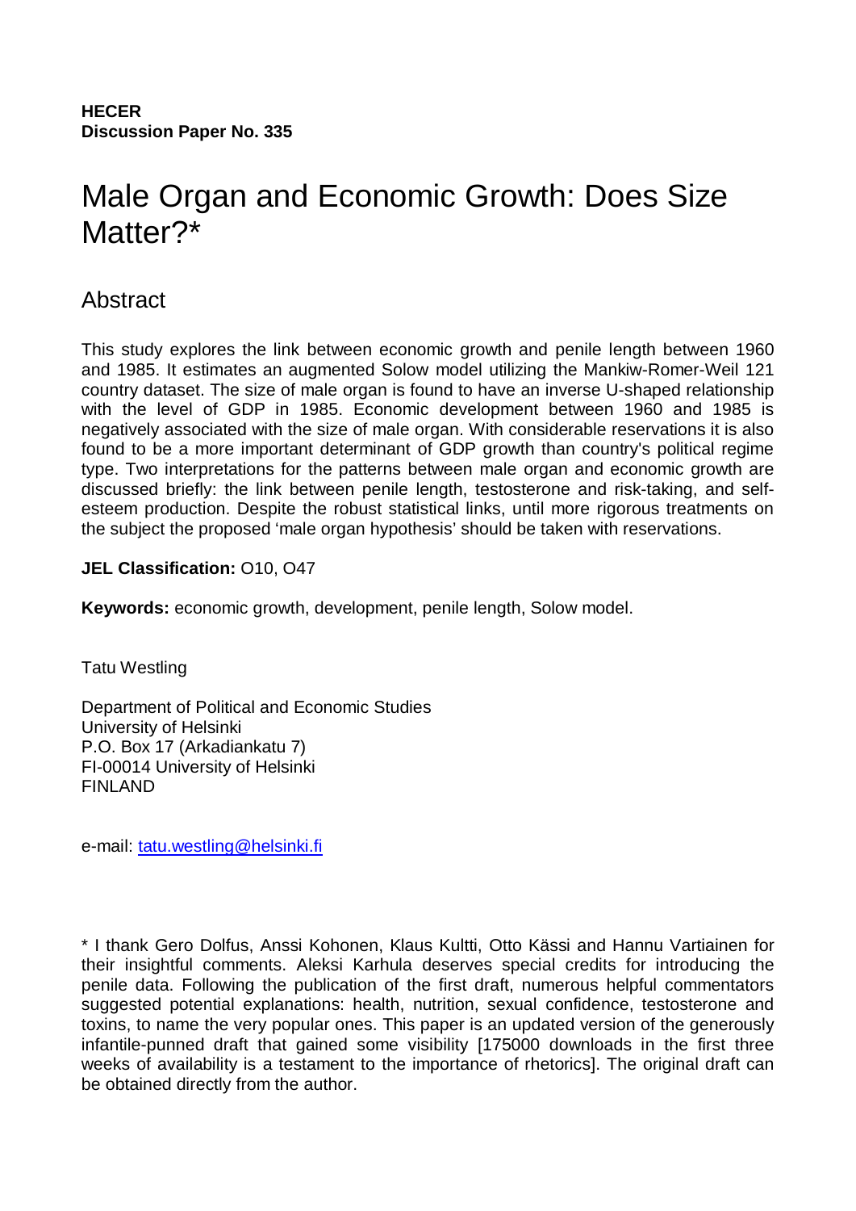**HECER**
**Discussion Paper No. 335**

# Male Organ and Economic Growth: Does Size Matter?*

## Abstract

This study explores the link between economic growth and penile length between 1960 and 1985. It estimates an augmented Solow model utilizing the Mankiw-Romer-Weil 121 country dataset. The size of male organ is found to have an inverse U-shaped relationship with the level of GDP in 1985. Economic development between 1960 and 1985 is negatively associated with the size of male organ. With considerable reservations it is also found to be a more important determinant of GDP growth than country's political regime type. Two interpretations for the patterns between male organ and economic growth are discussed briefly: the link between penile length, testosterone and risk-taking, and self-esteem production. Despite the robust statistical links, until more rigorous treatments on the subject the proposed 'male organ hypothesis' should be taken with reservations.

**JEL Classification:** O10, O47

**Keywords:** economic growth, development, penile length, Solow model.

Tatu Westling

Department of Political and Economic Studies
University of Helsinki
P.O. Box 17 (Arkadiankatu 7)
FI-00014 University of Helsinki
FINLAND

e-mail: tatu.westling@helsinki.fi

\* I thank Gero Dolfus, Anssi Kohonen, Klaus Kultti, Otto Kässi and Hannu Vartiainen for their insightful comments. Aleksi Karhula deserves special credits for introducing the penile data. Following the publication of the first draft, numerous helpful commentators suggested potential explanations: health, nutrition, sexual confidence, testosterone and toxins, to name the very popular ones. This paper is an updated version of the generously infantile-punned draft that gained some visibility [175000 downloads in the first three weeks of availability is a testament to the importance of rhetorics]. The original draft can be obtained directly from the author.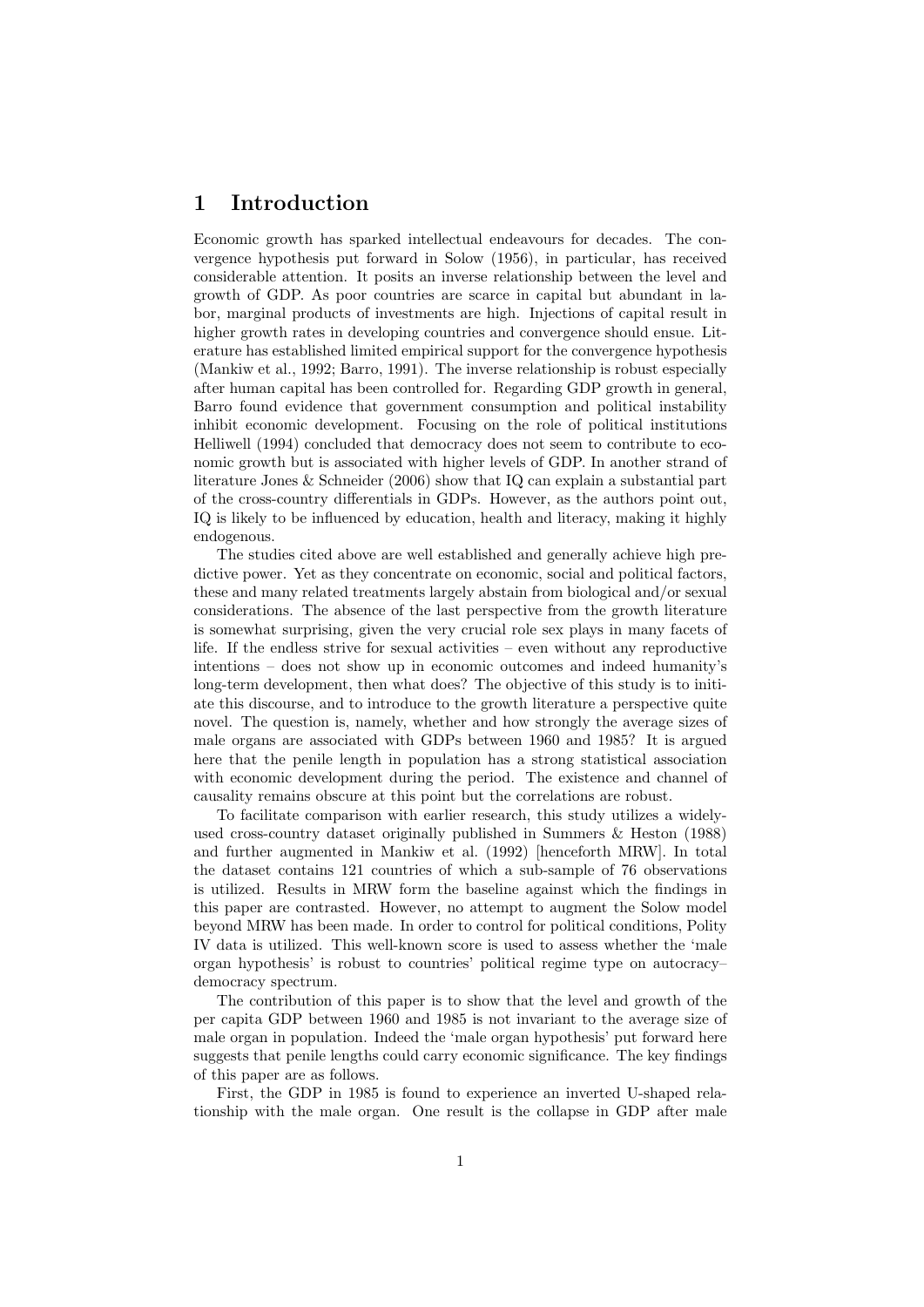# 1 Introduction

Economic growth has sparked intellectual endeavours for decades. The convergence hypothesis put forward in Solow (1956), in particular, has received considerable attention. It posits an inverse relationship between the level and growth of GDP. As poor countries are scarce in capital but abundant in labor, marginal products of investments are high. Injections of capital result in higher growth rates in developing countries and convergence should ensue. Literature has established limited empirical support for the convergence hypothesis (Mankiw et al., 1992; Barro, 1991). The inverse relationship is robust especially after human capital has been controlled for. Regarding GDP growth in general, Barro found evidence that government consumption and political instability inhibit economic development. Focusing on the role of political institutions Helliwell (1994) concluded that democracy does not seem to contribute to economic growth but is associated with higher levels of GDP. In another strand of literature Jones & Schneider (2006) show that IQ can explain a substantial part of the cross-country differentials in GDPs. However, as the authors point out, IQ is likely to be influenced by education, health and literacy, making it highly endogenous.

The studies cited above are well established and generally achieve high predictive power. Yet as they concentrate on economic, social and political factors, these and many related treatments largely abstain from biological and/or sexual considerations. The absence of the last perspective from the growth literature is somewhat surprising, given the very crucial role sex plays in many facets of life. If the endless strive for sexual activities – even without any reproductive intentions – does not show up in economic outcomes and indeed humanity's long-term development, then what does? The objective of this study is to initiate this discourse, and to introduce to the growth literature a perspective quite novel. The question is, namely, whether and how strongly the average sizes of male organs are associated with GDPs between 1960 and 1985? It is argued here that the penile length in population has a strong statistical association with economic development during the period. The existence and channel of causality remains obscure at this point but the correlations are robust.

To facilitate comparison with earlier research, this study utilizes a widely-used cross-country dataset originally published in Summers & Heston (1988) and further augmented in Mankiw et al. (1992) [henceforth MRW]. In total the dataset contains 121 countries of which a sub-sample of 76 observations is utilized. Results in MRW form the baseline against which the findings in this paper are contrasted. However, no attempt to augment the Solow model beyond MRW has been made. In order to control for political conditions, Polity IV data is utilized. This well-known score is used to assess whether the 'male organ hypothesis' is robust to countries' political regime type on autocracy–democracy spectrum.

The contribution of this paper is to show that the level and growth of the per capita GDP between 1960 and 1985 is not invariant to the average size of male organ in population. Indeed the 'male organ hypothesis' put forward here suggests that penile lengths could carry economic significance. The key findings of this paper are as follows.

First, the GDP in 1985 is found to experience an inverted U-shaped relationship with the male organ. One result is the collapse in GDP after male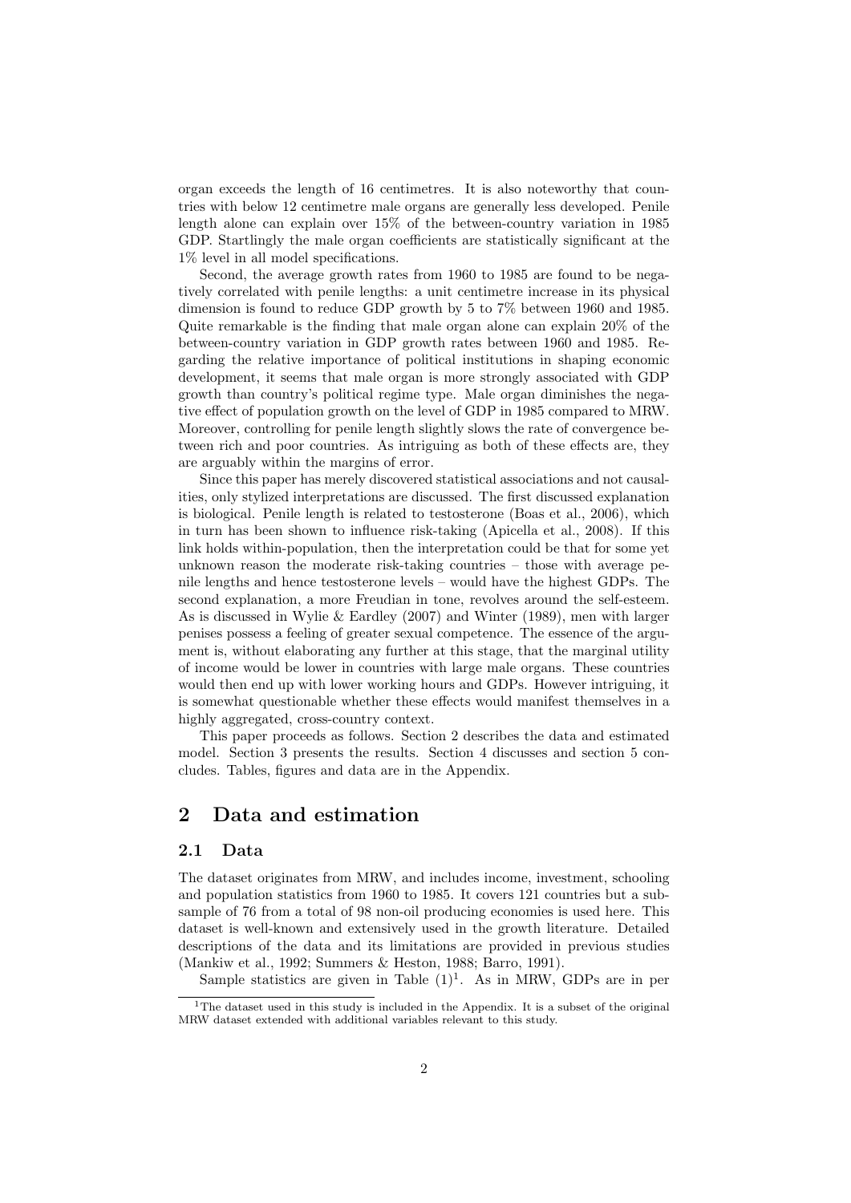organ exceeds the length of 16 centimetres. It is also noteworthy that countries with below 12 centimetre male organs are generally less developed. Penile length alone can explain over 15% of the between-country variation in 1985 GDP. Startlingly the male organ coefficients are statistically significant at the 1% level in all model specifications.

Second, the average growth rates from 1960 to 1985 are found to be negatively correlated with penile lengths: a unit centimetre increase in its physical dimension is found to reduce GDP growth by 5 to 7% between 1960 and 1985. Quite remarkable is the finding that male organ alone can explain 20% of the between-country variation in GDP growth rates between 1960 and 1985. Regarding the relative importance of political institutions in shaping economic development, it seems that male organ is more strongly associated with GDP growth than country's political regime type. Male organ diminishes the negative effect of population growth on the level of GDP in 1985 compared to MRW. Moreover, controlling for penile length slightly slows the rate of convergence between rich and poor countries. As intriguing as both of these effects are, they are arguably within the margins of error.

Since this paper has merely discovered statistical associations and not causalities, only stylized interpretations are discussed. The first discussed explanation is biological. Penile length is related to testosterone (Boas et al., 2006), which in turn has been shown to influence risk-taking (Apicella et al., 2008). If this link holds within-population, then the interpretation could be that for some yet unknown reason the moderate risk-taking countries – those with average penile lengths and hence testosterone levels – would have the highest GDPs. The second explanation, a more Freudian in tone, revolves around the self-esteem. As is discussed in Wylie & Eardley (2007) and Winter (1989), men with larger penises possess a feeling of greater sexual competence. The essence of the argument is, without elaborating any further at this stage, that the marginal utility of income would be lower in countries with large male organs. These countries would then end up with lower working hours and GDPs. However intriguing, it is somewhat questionable whether these effects would manifest themselves in a highly aggregated, cross-country context.

This paper proceeds as follows. Section 2 describes the data and estimated model. Section 3 presents the results. Section 4 discusses and section 5 concludes. Tables, figures and data are in the Appendix.

## 2 Data and estimation

### 2.1 Data

The dataset originates from MRW, and includes income, investment, schooling and population statistics from 1960 to 1985. It covers 121 countries but a subsample of 76 from a total of 98 non-oil producing economies is used here. This dataset is well-known and extensively used in the growth literature. Detailed descriptions of the data and its limitations are provided in previous studies (Mankiw et al., 1992; Summers & Heston, 1988; Barro, 1991).

Sample statistics are given in Table (1)[1]. As in MRW, GDPs are in per

[1] The dataset used in this study is included in the Appendix. It is a subset of the original MRW dataset extended with additional variables relevant to this study.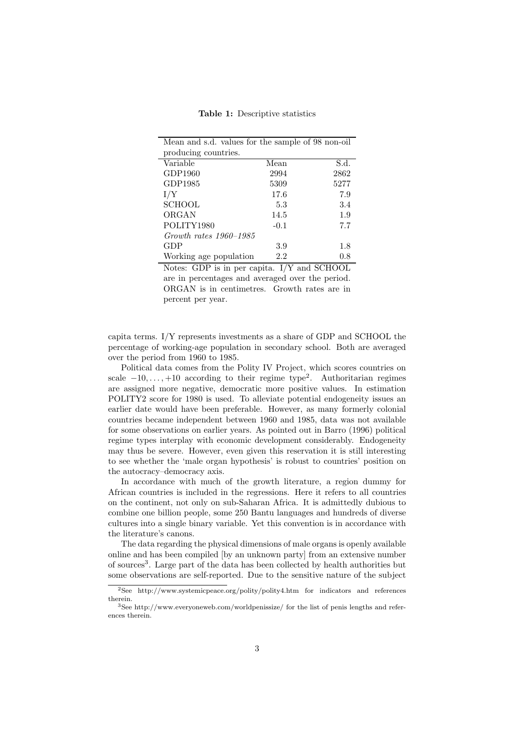**Table 1:** Descriptive statistics

Mean and s.d. values for the sample of 98 non-oil producing countries.

| Variable | Mean | S.d. |
|---|---|---|
| GDP1960 | 2994 | 2862 |
| GDP1985 | 5309 | 5277 |
| I/Y | 17.6 | 7.9 |
| SCHOOL | 5.3 | 3.4 |
| ORGAN | 14.5 | 1.9 |
| POLITY1980 | -0.1 | 7.7 |
| *Growth rates 1960–1985* | | |
| GDP | 3.9 | 1.8 |
| Working age population | 2.2 | 0.8 |

Notes: GDP is in per capita. I/Y and SCHOOL are in percentages and averaged over the period. ORGAN is in centimetres. Growth rates are in percent per year.

capita terms. I/Y represents investments as a share of GDP and SCHOOL the percentage of working-age population in secondary school. Both are averaged over the period from 1960 to 1985.

Political data comes from the Polity IV Project, which scores countries on scale $-10, \ldots, +10$ according to their regime type[2]. Authoritarian regimes are assigned more negative, democratic more positive values. In estimation POLITY2 score for 1980 is used. To alleviate potential endogeneity issues an earlier date would have been preferable. However, as many formerly colonial countries became independent between 1960 and 1985, data was not available for some observations on earlier years. As pointed out in Barro (1996) political regime types interplay with economic development considerably. Endogeneity may thus be severe. However, even given this reservation it is still interesting to see whether the 'male organ hypothesis' is robust to countries' position on the autocracy–democracy axis.

In accordance with much of the growth literature, a region dummy for African countries is included in the regressions. Here it refers to all countries on the continent, not only on sub-Saharan Africa. It is admittedly dubious to combine one billion people, some 250 Bantu languages and hundreds of diverse cultures into a single binary variable. Yet this convention is in accordance with the literature's canons.

The data regarding the physical dimensions of male organs is openly available online and has been compiled [by an unknown party] from an extensive number of sources[3]. Large part of the data has been collected by health authorities but some observations are self-reported. Due to the sensitive nature of the subject

[2] See http://www.systemicpeace.org/polity/polity4.htm for indicators and references therein.

[3] See http://www.everyoneweb.com/worldpenissize/ for the list of penis lengths and references therein.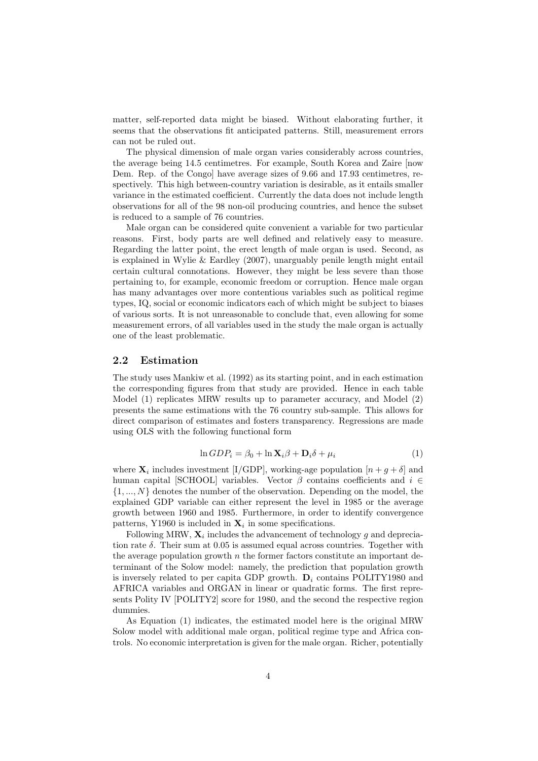matter, self-reported data might be biased. Without elaborating further, it seems that the observations fit anticipated patterns. Still, measurement errors can not be ruled out.

The physical dimension of male organ varies considerably across countries, the average being 14.5 centimetres. For example, South Korea and Zaire [now Dem. Rep. of the Congo] have average sizes of 9.66 and 17.93 centimetres, respectively. This high between-country variation is desirable, as it entails smaller variance in the estimated coefficient. Currently the data does not include length observations for all of the 98 non-oil producing countries, and hence the subset is reduced to a sample of 76 countries.

Male organ can be considered quite convenient a variable for two particular reasons. First, body parts are well defined and relatively easy to measure. Regarding the latter point, the erect length of male organ is used. Second, as is explained in Wylie & Eardley (2007), unarguably penile length might entail certain cultural connotations. However, they might be less severe than those pertaining to, for example, economic freedom or corruption. Hence male organ has many advantages over more contentious variables such as political regime types, IQ, social or economic indicators each of which might be subject to biases of various sorts. It is not unreasonable to conclude that, even allowing for some measurement errors, of all variables used in the study the male organ is actually one of the least problematic.

## 2.2 Estimation

The study uses Mankiw et al. (1992) as its starting point, and in each estimation the corresponding figures from that study are provided. Hence in each table Model (1) replicates MRW results up to parameter accuracy, and Model (2) presents the same estimations with the 76 country sub-sample. This allows for direct comparison of estimates and fosters transparency. Regressions are made using OLS with the following functional form

$$\ln GDP_i = \beta_0 + \ln \mathbf{X}_i \beta + \mathbf{D}_i \delta + \mu_i \tag{1}$$

where $\mathbf{X}_i$ includes investment [I/GDP], working-age population [$n + g + \delta$] and human capital [SCHOOL] variables. Vector $\beta$ contains coefficients and $i \in \{1, ..., N\}$ denotes the number of the observation. Depending on the model, the explained GDP variable can either represent the level in 1985 or the average growth between 1960 and 1985. Furthermore, in order to identify convergence patterns, Y1960 is included in $\mathbf{X}_i$ in some specifications.

Following MRW, $\mathbf{X}_i$ includes the advancement of technology $g$ and depreciation rate $\delta$. Their sum at 0.05 is assumed equal across countries. Together with the average population growth $n$ the former factors constitute an important determinant of the Solow model: namely, the prediction that population growth is inversely related to per capita GDP growth. $\mathbf{D}_i$ contains POLITY1980 and AFRICA variables and ORGAN in linear or quadratic forms. The first represents Polity IV [POLITY2] score for 1980, and the second the respective region dummies.

As Equation (1) indicates, the estimated model here is the original MRW Solow model with additional male organ, political regime type and Africa controls. No economic interpretation is given for the male organ. Richer, potentially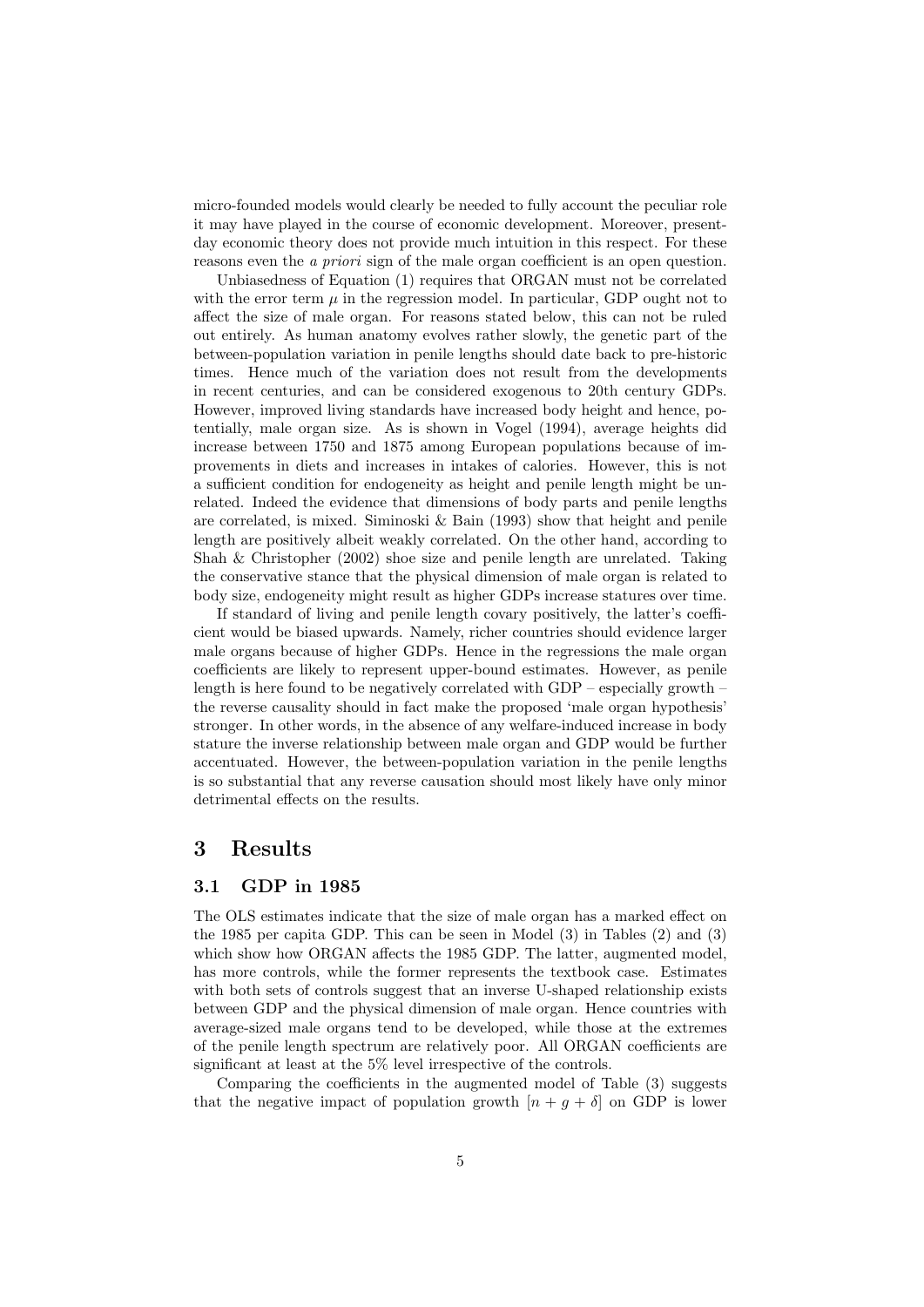micro-founded models would clearly be needed to fully account the peculiar role it may have played in the course of economic development. Moreover, present-day economic theory does not provide much intuition in this respect. For these reasons even the *a priori* sign of the male organ coefficient is an open question.

Unbiasedness of Equation (1) requires that ORGAN must not be correlated with the error term $\mu$ in the regression model. In particular, GDP ought not to affect the size of male organ. For reasons stated below, this can not be ruled out entirely. As human anatomy evolves rather slowly, the genetic part of the between-population variation in penile lengths should date back to pre-historic times. Hence much of the variation does not result from the developments in recent centuries, and can be considered exogenous to 20th century GDPs. However, improved living standards have increased body height and hence, potentially, male organ size. As is shown in Vogel (1994), average heights did increase between 1750 and 1875 among European populations because of improvements in diets and increases in intakes of calories. However, this is not a sufficient condition for endogeneity as height and penile length might be unrelated. Indeed the evidence that dimensions of body parts and penile lengths are correlated, is mixed. Siminoski & Bain (1993) show that height and penile length are positively albeit weakly correlated. On the other hand, according to Shah & Christopher (2002) shoe size and penile length are unrelated. Taking the conservative stance that the physical dimension of male organ is related to body size, endogeneity might result as higher GDPs increase statures over time.

If standard of living and penile length covary positively, the latter's coefficient would be biased upwards. Namely, richer countries should evidence larger male organs because of higher GDPs. Hence in the regressions the male organ coefficients are likely to represent upper-bound estimates. However, as penile length is here found to be negatively correlated with GDP – especially growth – the reverse causality should in fact make the proposed 'male organ hypothesis' stronger. In other words, in the absence of any welfare-induced increase in body stature the inverse relationship between male organ and GDP would be further accentuated. However, the between-population variation in the penile lengths is so substantial that any reverse causation should most likely have only minor detrimental effects on the results.

# 3 Results

## 3.1 GDP in 1985

The OLS estimates indicate that the size of male organ has a marked effect on the 1985 per capita GDP. This can be seen in Model (3) in Tables (2) and (3) which show how ORGAN affects the 1985 GDP. The latter, augmented model, has more controls, while the former represents the textbook case. Estimates with both sets of controls suggest that an inverse U-shaped relationship exists between GDP and the physical dimension of male organ. Hence countries with average-sized male organs tend to be developed, while those at the extremes of the penile length spectrum are relatively poor. All ORGAN coefficients are significant at least at the 5% level irrespective of the controls.

Comparing the coefficients in the augmented model of Table (3) suggests that the negative impact of population growth $[n + g + \delta]$ on GDP is lower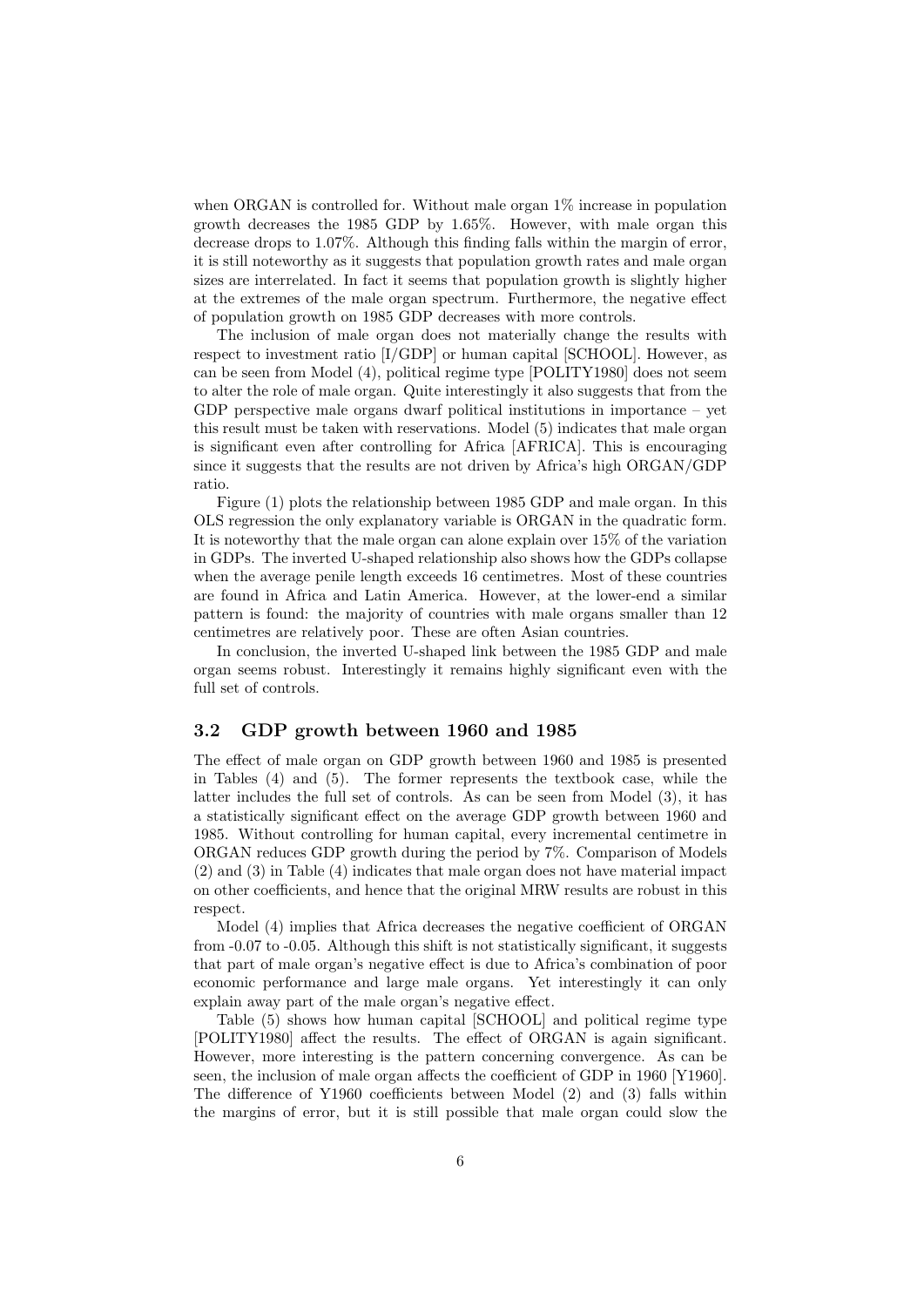when ORGAN is controlled for. Without male organ 1% increase in population growth decreases the 1985 GDP by 1.65%. However, with male organ this decrease drops to 1.07%. Although this finding falls within the margin of error, it is still noteworthy as it suggests that population growth rates and male organ sizes are interrelated. In fact it seems that population growth is slightly higher at the extremes of the male organ spectrum. Furthermore, the negative effect of population growth on 1985 GDP decreases with more controls.

The inclusion of male organ does not materially change the results with respect to investment ratio [I/GDP] or human capital [SCHOOL]. However, as can be seen from Model (4), political regime type [POLITY1980] does not seem to alter the role of male organ. Quite interestingly it also suggests that from the GDP perspective male organs dwarf political institutions in importance – yet this result must be taken with reservations. Model (5) indicates that male organ is significant even after controlling for Africa [AFRICA]. This is encouraging since it suggests that the results are not driven by Africa's high ORGAN/GDP ratio.

Figure (1) plots the relationship between 1985 GDP and male organ. In this OLS regression the only explanatory variable is ORGAN in the quadratic form. It is noteworthy that the male organ can alone explain over 15% of the variation in GDPs. The inverted U-shaped relationship also shows how the GDPs collapse when the average penile length exceeds 16 centimetres. Most of these countries are found in Africa and Latin America. However, at the lower-end a similar pattern is found: the majority of countries with male organs smaller than 12 centimetres are relatively poor. These are often Asian countries.

In conclusion, the inverted U-shaped link between the 1985 GDP and male organ seems robust. Interestingly it remains highly significant even with the full set of controls.

### 3.2 GDP growth between 1960 and 1985

The effect of male organ on GDP growth between 1960 and 1985 is presented in Tables (4) and (5). The former represents the textbook case, while the latter includes the full set of controls. As can be seen from Model (3), it has a statistically significant effect on the average GDP growth between 1960 and 1985. Without controlling for human capital, every incremental centimetre in ORGAN reduces GDP growth during the period by 7%. Comparison of Models (2) and (3) in Table (4) indicates that male organ does not have material impact on other coefficients, and hence that the original MRW results are robust in this respect.

Model (4) implies that Africa decreases the negative coefficient of ORGAN from -0.07 to -0.05. Although this shift is not statistically significant, it suggests that part of male organ's negative effect is due to Africa's combination of poor economic performance and large male organs. Yet interestingly it can only explain away part of the male organ's negative effect.

Table (5) shows how human capital [SCHOOL] and political regime type [POLITY1980] affect the results. The effect of ORGAN is again significant. However, more interesting is the pattern concerning convergence. As can be seen, the inclusion of male organ affects the coefficient of GDP in 1960 [Y1960]. The difference of Y1960 coefficients between Model (2) and (3) falls within the margins of error, but it is still possible that male organ could slow the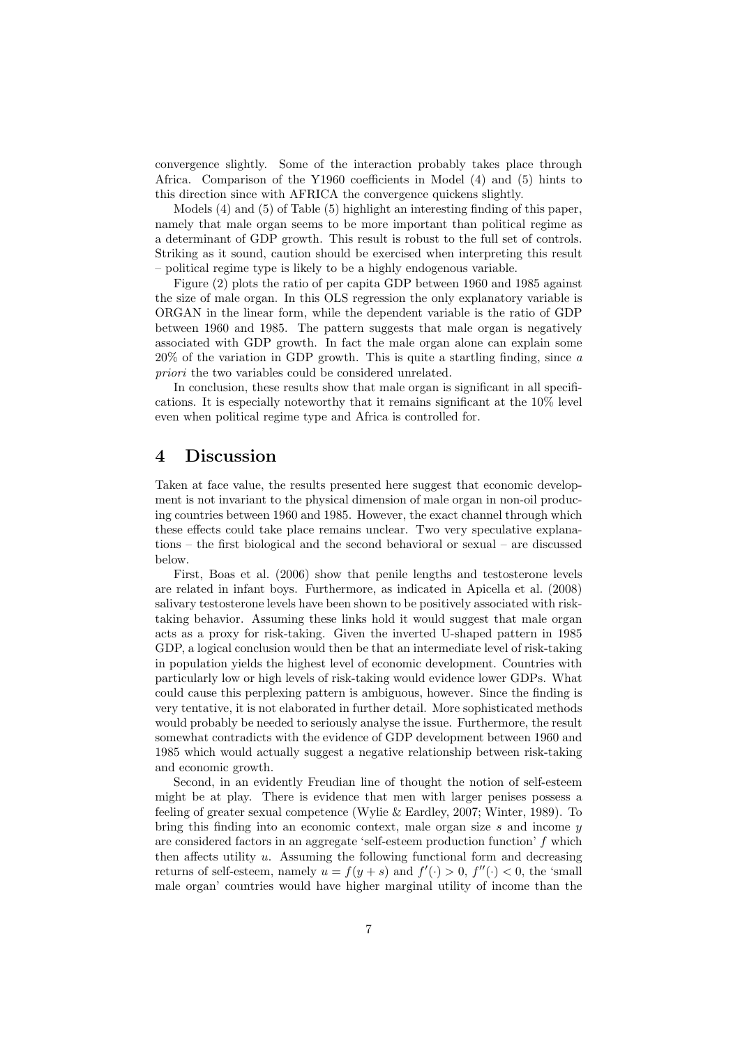convergence slightly. Some of the interaction probably takes place through Africa. Comparison of the Y1960 coefficients in Model (4) and (5) hints to this direction since with AFRICA the convergence quickens slightly.

Models (4) and (5) of Table (5) highlight an interesting finding of this paper, namely that male organ seems to be more important than political regime as a determinant of GDP growth. This result is robust to the full set of controls. Striking as it sound, caution should be exercised when interpreting this result – political regime type is likely to be a highly endogenous variable.

Figure (2) plots the ratio of per capita GDP between 1960 and 1985 against the size of male organ. In this OLS regression the only explanatory variable is ORGAN in the linear form, while the dependent variable is the ratio of GDP between 1960 and 1985. The pattern suggests that male organ is negatively associated with GDP growth. In fact the male organ alone can explain some 20% of the variation in GDP growth. This is quite a startling finding, since *a priori* the two variables could be considered unrelated.

In conclusion, these results show that male organ is significant in all specifications. It is especially noteworthy that it remains significant at the 10% level even when political regime type and Africa is controlled for.

# 4 Discussion

Taken at face value, the results presented here suggest that economic development is not invariant to the physical dimension of male organ in non-oil producing countries between 1960 and 1985. However, the exact channel through which these effects could take place remains unclear. Two very speculative explanations – the first biological and the second behavioral or sexual – are discussed below.

First, Boas et al. (2006) show that penile lengths and testosterone levels are related in infant boys. Furthermore, as indicated in Apicella et al. (2008) salivary testosterone levels have been shown to be positively associated with risk-taking behavior. Assuming these links hold it would suggest that male organ acts as a proxy for risk-taking. Given the inverted U-shaped pattern in 1985 GDP, a logical conclusion would then be that an intermediate level of risk-taking in population yields the highest level of economic development. Countries with particularly low or high levels of risk-taking would evidence lower GDPs. What could cause this perplexing pattern is ambiguous, however. Since the finding is very tentative, it is not elaborated in further detail. More sophisticated methods would probably be needed to seriously analyse the issue. Furthermore, the result somewhat contradicts with the evidence of GDP development between 1960 and 1985 which would actually suggest a negative relationship between risk-taking and economic growth.

Second, in an evidently Freudian line of thought the notion of self-esteem might be at play. There is evidence that men with larger penises possess a feeling of greater sexual competence (Wylie & Eardley, 2007; Winter, 1989). To bring this finding into an economic context, male organ size $s$ and income $y$ are considered factors in an aggregate 'self-esteem production function' $f$ which then affects utility $u$. Assuming the following functional form and decreasing returns of self-esteem, namely $u = f(y + s)$ and $f'(\cdot) > 0$, $f''(\cdot) < 0$, the 'small male organ' countries would have higher marginal utility of income than the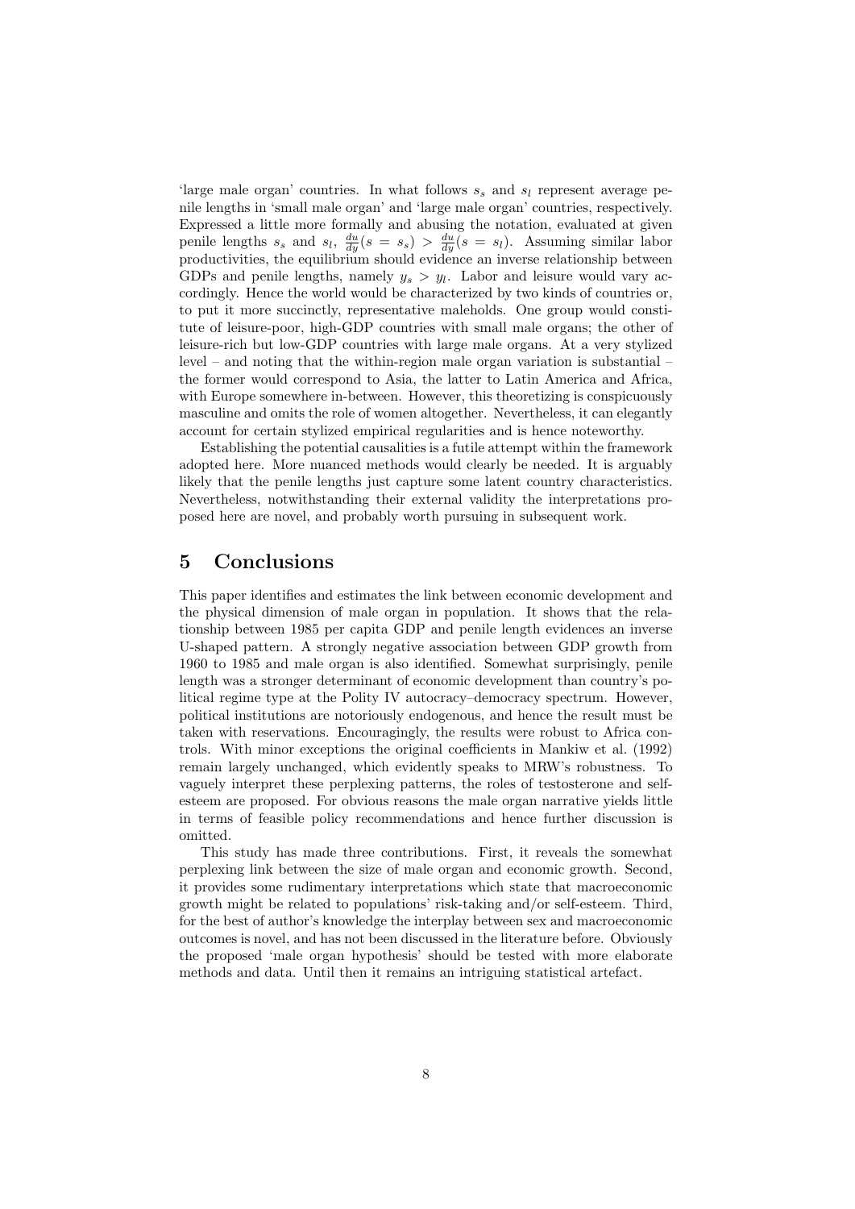'large male organ' countries. In what follows $s_s$ and $s_l$ represent average penile lengths in 'small male organ' and 'large male organ' countries, respectively. Expressed a little more formally and abusing the notation, evaluated at given penile lengths $s_s$ and $s_l$, $\frac{du}{dy}(s = s_s) > \frac{du}{dy}(s = s_l)$. Assuming similar labor productivities, the equilibrium should evidence an inverse relationship between GDPs and penile lengths, namely $y_s > y_l$. Labor and leisure would vary accordingly. Hence the world would be characterized by two kinds of countries or, to put it more succinctly, representative maleholds. One group would constitute of leisure-poor, high-GDP countries with small male organs; the other of leisure-rich but low-GDP countries with large male organs. At a very stylized level – and noting that the within-region male organ variation is substantial – the former would correspond to Asia, the latter to Latin America and Africa, with Europe somewhere in-between. However, this theoretizing is conspicuously masculine and omits the role of women altogether. Nevertheless, it can elegantly account for certain stylized empirical regularities and is hence noteworthy.

Establishing the potential causalities is a futile attempt within the framework adopted here. More nuanced methods would clearly be needed. It is arguably likely that the penile lengths just capture some latent country characteristics. Nevertheless, notwithstanding their external validity the interpretations proposed here are novel, and probably worth pursuing in subsequent work.

# 5 Conclusions

This paper identifies and estimates the link between economic development and the physical dimension of male organ in population. It shows that the relationship between 1985 per capita GDP and penile length evidences an inverse U-shaped pattern. A strongly negative association between GDP growth from 1960 to 1985 and male organ is also identified. Somewhat surprisingly, penile length was a stronger determinant of economic development than country's political regime type at the Polity IV autocracy–democracy spectrum. However, political institutions are notoriously endogenous, and hence the result must be taken with reservations. Encouragingly, the results were robust to Africa controls. With minor exceptions the original coefficients in Mankiw et al. (1992) remain largely unchanged, which evidently speaks to MRW's robustness. To vaguely interpret these perplexing patterns, the roles of testosterone and self-esteem are proposed. For obvious reasons the male organ narrative yields little in terms of feasible policy recommendations and hence further discussion is omitted.

This study has made three contributions. First, it reveals the somewhat perplexing link between the size of male organ and economic growth. Second, it provides some rudimentary interpretations which state that macroeconomic growth might be related to populations' risk-taking and/or self-esteem. Third, for the best of author's knowledge the interplay between sex and macroeconomic outcomes is novel, and has not been discussed in the literature before. Obviously the proposed 'male organ hypothesis' should be tested with more elaborate methods and data. Until then it remains an intriguing statistical artefact.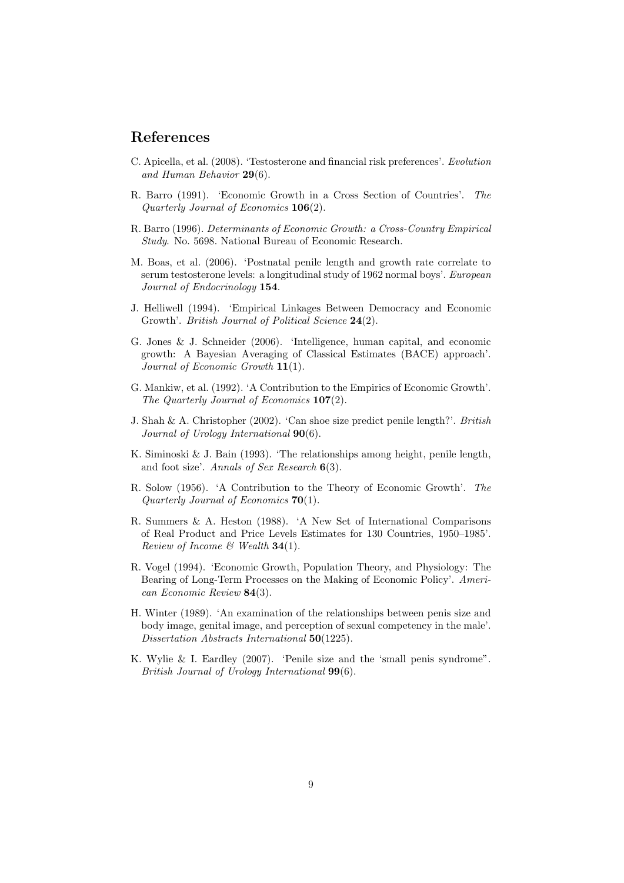## References

C. Apicella, et al. (2008). 'Testosterone and financial risk preferences'. *Evolution and Human Behavior* **29**(6).

R. Barro (1991). 'Economic Growth in a Cross Section of Countries'. *The Quarterly Journal of Economics* **106**(2).

R. Barro (1996). *Determinants of Economic Growth: a Cross-Country Empirical Study*. No. 5698. National Bureau of Economic Research.

M. Boas, et al. (2006). 'Postnatal penile length and growth rate correlate to serum testosterone levels: a longitudinal study of 1962 normal boys'. *European Journal of Endocrinology* **154**.

J. Helliwell (1994). 'Empirical Linkages Between Democracy and Economic Growth'. *British Journal of Political Science* **24**(2).

G. Jones & J. Schneider (2006). 'Intelligence, human capital, and economic growth: A Bayesian Averaging of Classical Estimates (BACE) approach'. *Journal of Economic Growth* **11**(1).

G. Mankiw, et al. (1992). 'A Contribution to the Empirics of Economic Growth'. *The Quarterly Journal of Economics* **107**(2).

J. Shah & A. Christopher (2002). 'Can shoe size predict penile length?'. *British Journal of Urology International* **90**(6).

K. Siminoski & J. Bain (1993). 'The relationships among height, penile length, and foot size'. *Annals of Sex Research* **6**(3).

R. Solow (1956). 'A Contribution to the Theory of Economic Growth'. *The Quarterly Journal of Economics* **70**(1).

R. Summers & A. Heston (1988). 'A New Set of International Comparisons of Real Product and Price Levels Estimates for 130 Countries, 1950–1985'. *Review of Income & Wealth* **34**(1).

R. Vogel (1994). 'Economic Growth, Population Theory, and Physiology: The Bearing of Long-Term Processes on the Making of Economic Policy'. *American Economic Review* **84**(3).

H. Winter (1989). 'An examination of the relationships between penis size and body image, genital image, and perception of sexual competency in the male'. *Dissertation Abstracts International* **50**(1225).

K. Wylie & I. Eardley (2007). 'Penile size and the 'small penis syndrome''. *British Journal of Urology International* **99**(6).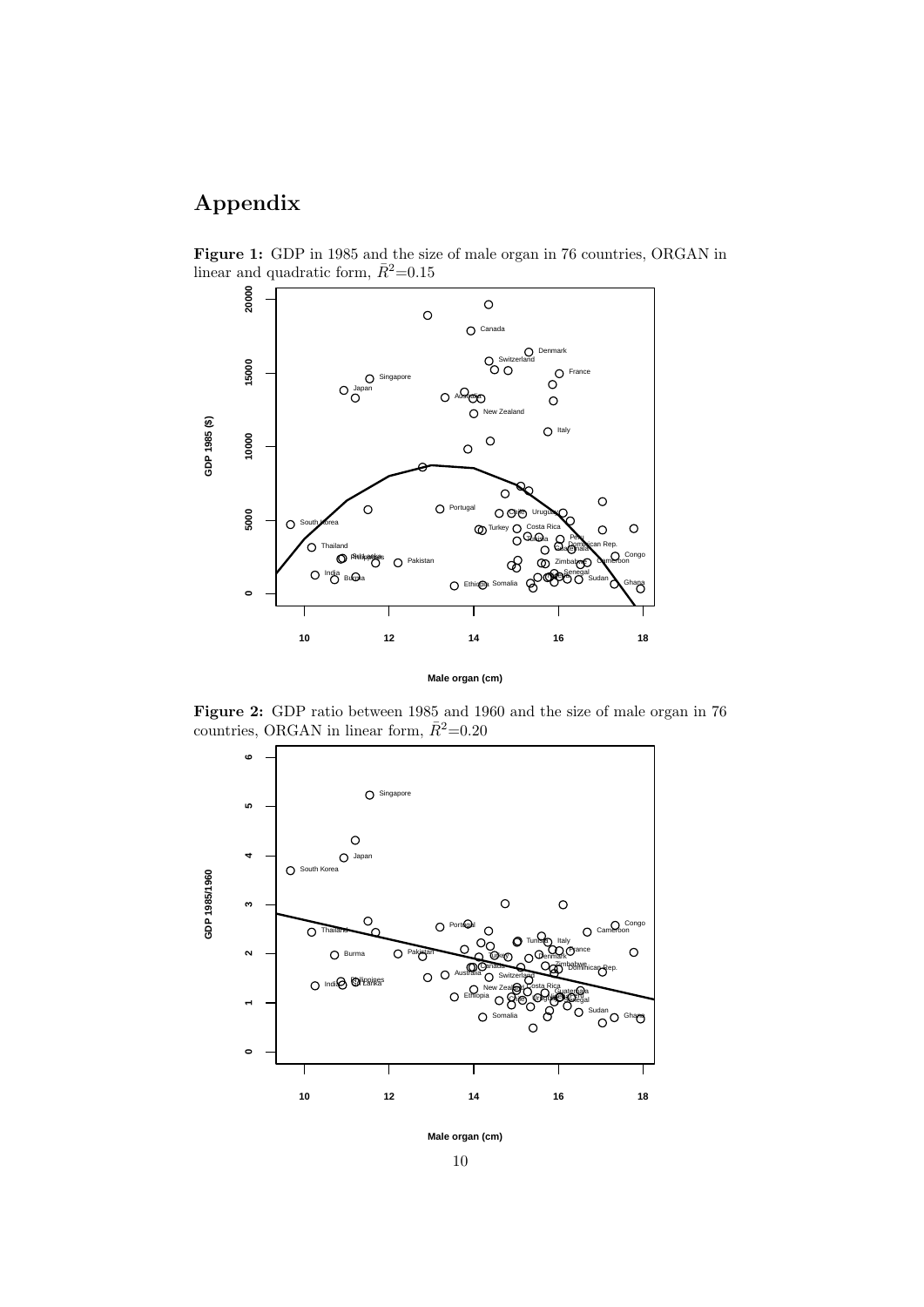# Appendix

**Figure 1:** GDP in 1985 and the size of male organ in 76 countries, ORGAN in linear and quadratic form, $\bar{R}^2$=0.15

**Figure 2:** GDP ratio between 1985 and 1960 and the size of male organ in 76 countries, ORGAN in linear form, $\bar{R}^2$=0.20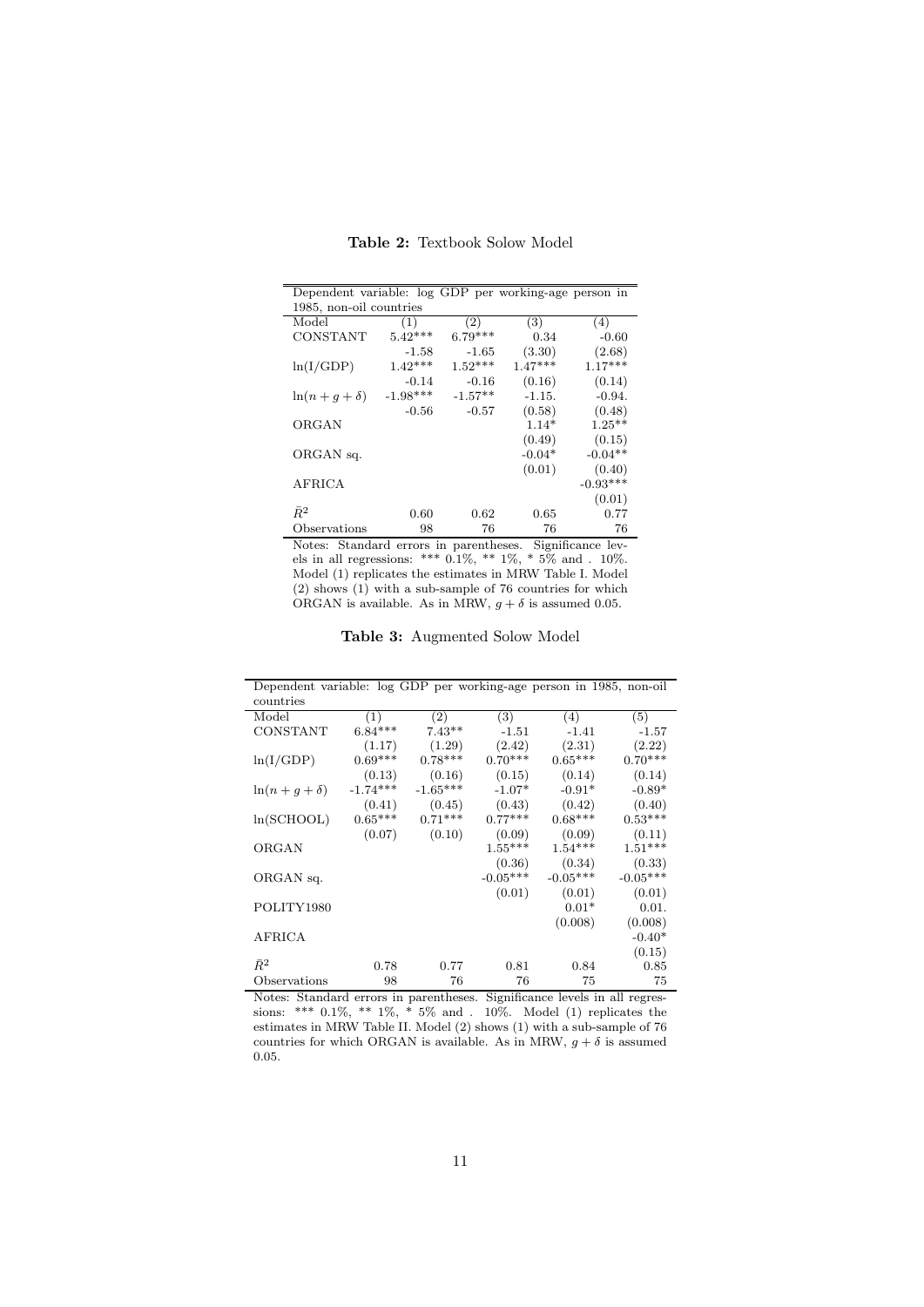**Table 2:** Textbook Solow Model

| Dependent variable: log GDP per working-age person in 1985, non-oil countries | | | | |
|---|---|---|---|---|
| Model | (1) | (2) | (3) | (4) |
| CONSTANT | 5.42*** | 6.79*** | 0.34 | -0.60 |
| | -1.58 | -1.65 | (3.30) | (2.68) |
| ln(I/GDP) | 1.42*** | 1.52*** | 1.47*** | 1.17*** |
| | -0.14 | -0.16 | (0.16) | (0.14) |
| $\ln(n+g+\delta)$ | -1.98*** | -1.57** | -1.15. | -0.94. |
| | -0.56 | -0.57 | (0.58) | (0.48) |
| ORGAN | | | 1.14* | 1.25** |
| | | | (0.49) | (0.15) |
| ORGAN sq. | | | -0.04* | -0.04** |
| | | | (0.01) | (0.40) |
| AFRICA | | | | -0.93*** |
| | | | | (0.01) |
| $\bar{R}^2$ | 0.60 | 0.62 | 0.65 | 0.77 |
| Observations | 98 | 76 | 76 | 76 |

Notes: Standard errors in parentheses. Significance levels in all regressions: *** 0.1%, ** 1%, * 5% and . 10%. Model (1) replicates the estimates in MRW Table I. Model (2) shows (1) with a sub-sample of 76 countries for which ORGAN is available. As in MRW, $g+\delta$ is assumed 0.05.

**Table 3:** Augmented Solow Model

| Dependent variable: log GDP per working-age person in 1985, non-oil countries | | | | | |
|---|---|---|---|---|---|
| Model | (1) | (2) | (3) | (4) | (5) |
| CONSTANT | 6.84*** | 7.43** | -1.51 | -1.41 | -1.57 |
| | (1.17) | (1.29) | (2.42) | (2.31) | (2.22) |
| ln(I/GDP) | 0.69*** | 0.78*** | 0.70*** | 0.65*** | 0.70*** |
| | (0.13) | (0.16) | (0.15) | (0.14) | (0.14) |
| $\ln(n+g+\delta)$ | -1.74*** | -1.65*** | -1.07* | -0.91* | -0.89* |
| | (0.41) | (0.45) | (0.43) | (0.42) | (0.40) |
| ln(SCHOOL) | 0.65*** | 0.71*** | 0.77*** | 0.68*** | 0.53*** |
| | (0.07) | (0.10) | (0.09) | (0.09) | (0.11) |
| ORGAN | | | 1.55*** | 1.54*** | 1.51*** |
| | | | (0.36) | (0.34) | (0.33) |
| ORGAN sq. | | | -0.05*** | -0.05*** | -0.05*** |
| | | | (0.01) | (0.01) | (0.01) |
| POLITY1980 | | | | 0.01* | 0.01. |
| | | | | (0.008) | (0.008) |
| AFRICA | | | | | -0.40* |
| | | | | | (0.15) |
| $\bar{R}^2$ | 0.78 | 0.77 | 0.81 | 0.84 | 0.85 |
| Observations | 98 | 76 | 76 | 75 | 75 |

Notes: Standard errors in parentheses. Significance levels in all regressions: *** 0.1%, ** 1%, * 5% and . 10%. Model (1) replicates the estimates in MRW Table II. Model (2) shows (1) with a sub-sample of 76 countries for which ORGAN is available. As in MRW, $g+\delta$ is assumed 0.05.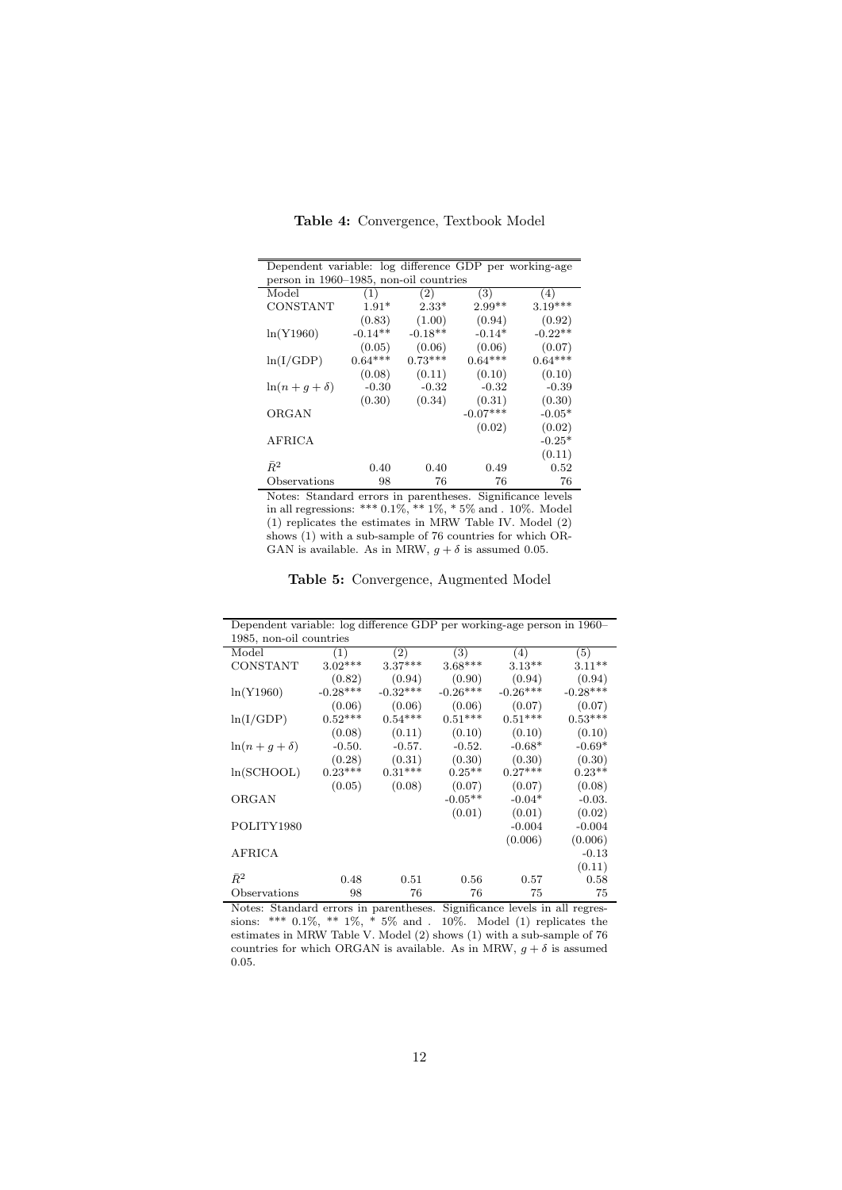**Table 4:** Convergence, Textbook Model

| Dependent variable: log difference GDP per working-age person in 1960–1985, non-oil countries | | | | |
|---|---|---|---|---|
| Model | (1) | (2) | (3) | (4) |
| CONSTANT | 1.91* | 2.33* | 2.99** | 3.19*** |
| | (0.83) | (1.00) | (0.94) | (0.92) |
| ln(Y1960) | -0.14** | -0.18** | -0.14* | -0.22** |
| | (0.05) | (0.06) | (0.06) | (0.07) |
| ln(I/GDP) | 0.64*** | 0.73*** | 0.64*** | 0.64*** |
| | (0.08) | (0.11) | (0.10) | (0.10) |
| $\ln(n+g+\delta)$ | -0.30 | -0.32 | -0.32 | -0.39 |
| | (0.30) | (0.34) | (0.31) | (0.30) |
| ORGAN | | | -0.07*** | -0.05* |
| | | | (0.02) | (0.02) |
| AFRICA | | | | -0.25* |
| | | | | (0.11) |
| $\bar{R}^2$ | 0.40 | 0.40 | 0.49 | 0.52 |
| Observations | 98 | 76 | 76 | 76 |

Notes: Standard errors in parentheses. Significance levels in all regressions: *** 0.1%, ** 1%, * 5% and . 10%. Model (1) replicates the estimates in MRW Table IV. Model (2) shows (1) with a sub-sample of 76 countries for which ORGAN is available. As in MRW, $g+\delta$ is assumed 0.05.

**Table 5:** Convergence, Augmented Model

| Dependent variable: log difference GDP per working-age person in 1960–1985, non-oil countries | | | | | |
|---|---|---|---|---|---|
| Model | (1) | (2) | (3) | (4) | (5) |
| CONSTANT | 3.02*** | 3.37*** | 3.68*** | 3.13** | 3.11** |
| | (0.82) | (0.94) | (0.90) | (0.94) | (0.94) |
| ln(Y1960) | -0.28*** | -0.32*** | -0.26*** | -0.26*** | -0.28*** |
| | (0.06) | (0.06) | (0.06) | (0.07) | (0.07) |
| ln(I/GDP) | 0.52*** | 0.54*** | 0.51*** | 0.51*** | 0.53*** |
| | (0.08) | (0.11) | (0.10) | (0.10) | (0.10) |
| $\ln(n+g+\delta)$ | -0.50. | -0.57. | -0.52. | -0.68* | -0.69* |
| | (0.28) | (0.31) | (0.30) | (0.30) | (0.30) |
| ln(SCHOOL) | 0.23*** | 0.31*** | 0.25** | 0.27*** | 0.23** |
| | (0.05) | (0.08) | (0.07) | (0.07) | (0.08) |
| ORGAN | | | -0.05** | -0.04* | -0.03. |
| | | | (0.01) | (0.01) | (0.02) |
| POLITY1980 | | | | -0.004 | -0.004 |
| | | | | (0.006) | (0.006) |
| AFRICA | | | | | -0.13 |
| | | | | | (0.11) |
| $\bar{R}^2$ | 0.48 | 0.51 | 0.56 | 0.57 | 0.58 |
| Observations | 98 | 76 | 76 | 75 | 75 |

Notes: Standard errors in parentheses. Significance levels in all regressions: *** 0.1%, ** 1%, * 5% and . 10%. Model (1) replicates the estimates in MRW Table V. Model (2) shows (1) with a sub-sample of 76 countries for which ORGAN is available. As in MRW, $g+\delta$ is assumed 0.05.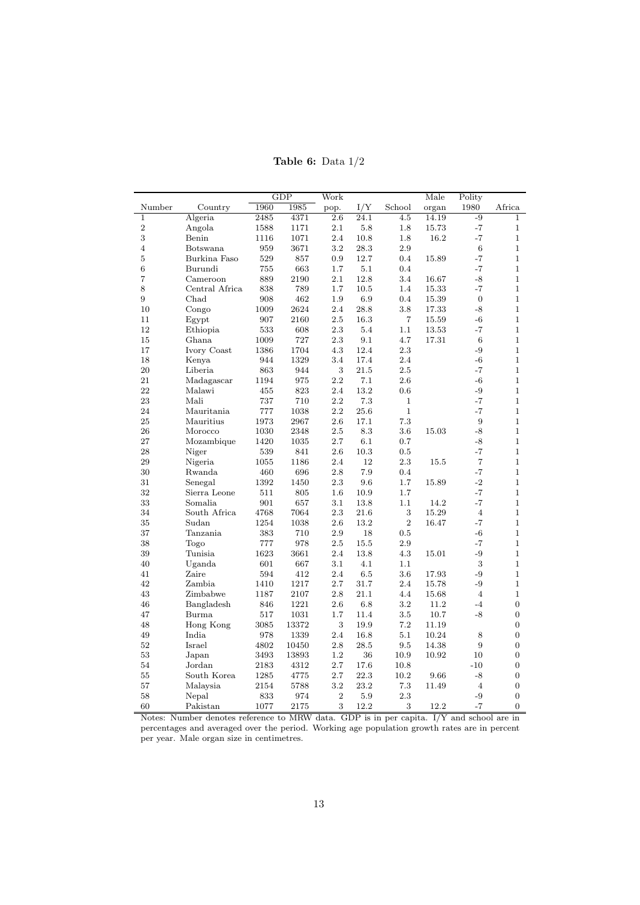**Table 6:** Data 1/2

| | | GDP | | Work | | | Male | Polity | |
|---|---|---|---|---|---|---|---|---|---|
| Number | Country | 1960 | 1985 | pop. | I/Y | School | organ | 1980 | Africa |
| 1 | Algeria | 2485 | 4371 | 2.6 | 24.1 | 4.5 | 14.19 | -9 | 1 |
| 2 | Angola | 1588 | 1171 | 2.1 | 5.8 | 1.8 | 15.73 | -7 | 1 |
| 3 | Benin | 1116 | 1071 | 2.4 | 10.8 | 1.8 | 16.2 | -7 | 1 |
| 4 | Botswana | 959 | 3671 | 3.2 | 28.3 | 2.9 | | 6 | 1 |
| 5 | Burkina Faso | 529 | 857 | 0.9 | 12.7 | 0.4 | 15.89 | -7 | 1 |
| 6 | Burundi | 755 | 663 | 1.7 | 5.1 | 0.4 | | -7 | 1 |
| 7 | Cameroon | 889 | 2190 | 2.1 | 12.8 | 3.4 | 16.67 | -8 | 1 |
| 8 | Central Africa | 838 | 789 | 1.7 | 10.5 | 1.4 | 15.33 | -7 | 1 |
| 9 | Chad | 908 | 462 | 1.9 | 6.9 | 0.4 | 15.39 | 0 | 1 |
| 10 | Congo | 1009 | 2624 | 2.4 | 28.8 | 3.8 | 17.33 | -8 | 1 |
| 11 | Egypt | 907 | 2160 | 2.5 | 16.3 | 7 | 15.59 | -6 | 1 |
| 12 | Ethiopia | 533 | 608 | 2.3 | 5.4 | 1.1 | 13.53 | -7 | 1 |
| 15 | Ghana | 1009 | 727 | 2.3 | 9.1 | 4.7 | 17.31 | 6 | 1 |
| 17 | Ivory Coast | 1386 | 1704 | 4.3 | 12.4 | 2.3 | | -9 | 1 |
| 18 | Kenya | 944 | 1329 | 3.4 | 17.4 | 2.4 | | -6 | 1 |
| 20 | Liberia | 863 | 944 | 3 | 21.5 | 2.5 | | -7 | 1 |
| 21 | Madagascar | 1194 | 975 | 2.2 | 7.1 | 2.6 | | -6 | 1 |
| 22 | Malawi | 455 | 823 | 2.4 | 13.2 | 0.6 | | -9 | 1 |
| 23 | Mali | 737 | 710 | 2.2 | 7.3 | 1 | | -7 | 1 |
| 24 | Mauritania | 777 | 1038 | 2.2 | 25.6 | 1 | | -7 | 1 |
| 25 | Mauritius | 1973 | 2967 | 2.6 | 17.1 | 7.3 | | 9 | 1 |
| 26 | Morocco | 1030 | 2348 | 2.5 | 8.3 | 3.6 | 15.03 | -8 | 1 |
| 27 | Mozambique | 1420 | 1035 | 2.7 | 6.1 | 0.7 | | -8 | 1 |
| 28 | Niger | 539 | 841 | 2.6 | 10.3 | 0.5 | | -7 | 1 |
| 29 | Nigeria | 1055 | 1186 | 2.4 | 12 | 2.3 | 15.5 | 7 | 1 |
| 30 | Rwanda | 460 | 696 | 2.8 | 7.9 | 0.4 | | -7 | 1 |
| 31 | Senegal | 1392 | 1450 | 2.3 | 9.6 | 1.7 | 15.89 | -2 | 1 |
| 32 | Sierra Leone | 511 | 805 | 1.6 | 10.9 | 1.7 | | -7 | 1 |
| 33 | Somalia | 901 | 657 | 3.1 | 13.8 | 1.1 | 14.2 | -7 | 1 |
| 34 | South Africa | 4768 | 7064 | 2.3 | 21.6 | 3 | 15.29 | 4 | 1 |
| 35 | Sudan | 1254 | 1038 | 2.6 | 13.2 | 2 | 16.47 | -7 | 1 |
| 37 | Tanzania | 383 | 710 | 2.9 | 18 | 0.5 | | -6 | 1 |
| 38 | Togo | 777 | 978 | 2.5 | 15.5 | 2.9 | | -7 | 1 |
| 39 | Tunisia | 1623 | 3661 | 2.4 | 13.8 | 4.3 | 15.01 | -9 | 1 |
| 40 | Uganda | 601 | 667 | 3.1 | 4.1 | 1.1 | | 3 | 1 |
| 41 | Zaire | 594 | 412 | 2.4 | 6.5 | 3.6 | 17.93 | -9 | 1 |
| 42 | Zambia | 1410 | 1217 | 2.7 | 31.7 | 2.4 | 15.78 | -9 | 1 |
| 43 | Zimbabwe | 1187 | 2107 | 2.8 | 21.1 | 4.4 | 15.68 | 4 | 1 |
| 46 | Bangladesh | 846 | 1221 | 2.6 | 6.8 | 3.2 | 11.2 | -4 | 0 |
| 47 | Burma | 517 | 1031 | 1.7 | 11.4 | 3.5 | 10.7 | -8 | 0 |
| 48 | Hong Kong | 3085 | 13372 | 3 | 19.9 | 7.2 | 11.19 | | 0 |
| 49 | India | 978 | 1339 | 2.4 | 16.8 | 5.1 | 10.24 | 8 | 0 |
| 52 | Israel | 4802 | 10450 | 2.8 | 28.5 | 9.5 | 14.38 | 9 | 0 |
| 53 | Japan | 3493 | 13893 | 1.2 | 36 | 10.9 | 10.92 | 10 | 0 |
| 54 | Jordan | 2183 | 4312 | 2.7 | 17.6 | 10.8 | | -10 | 0 |
| 55 | South Korea | 1285 | 4775 | 2.7 | 22.3 | 10.2 | 9.66 | -8 | 0 |
| 57 | Malaysia | 2154 | 5788 | 3.2 | 23.2 | 7.3 | 11.49 | 4 | 0 |
| 58 | Nepal | 833 | 974 | 2 | 5.9 | 2.3 | | -9 | 0 |
| 60 | Pakistan | 1077 | 2175 | 3 | 12.2 | 3 | 12.2 | -7 | 0 |

Notes: Number denotes reference to MRW data. GDP is in per capita. I/Y and school are in percentages and averaged over the period. Working age population growth rates are in percent per year. Male organ size in centimetres.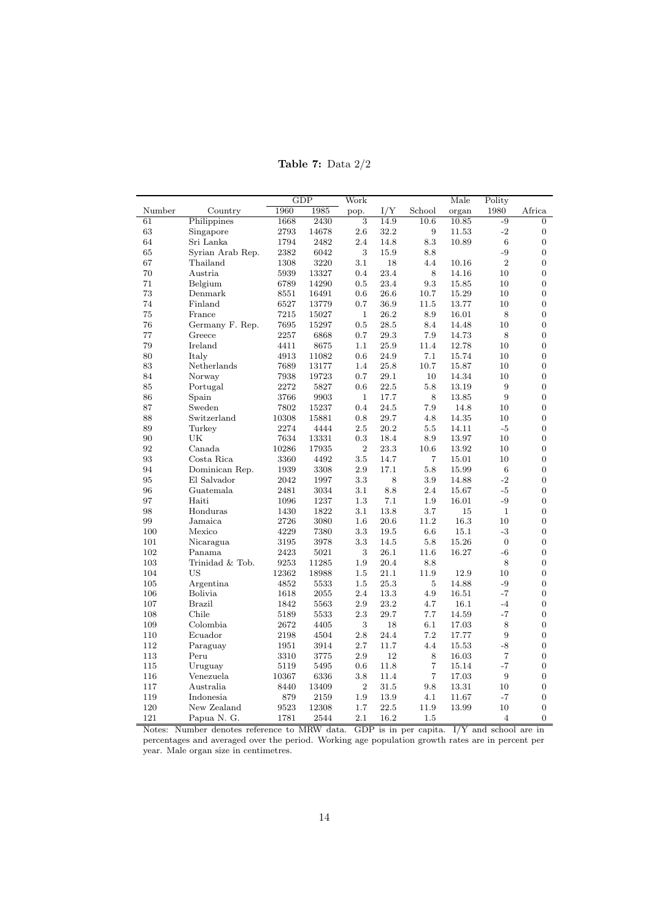**Table 7:** Data 2/2

| | | GDP | | Work | | | Male | Polity | |
|---|---|---|---|---|---|---|---|---|---|
| Number | Country | 1960 | 1985 | pop. | I/Y | School | organ | 1980 | Africa |
| 61 | Philippines | 1668 | 2430 | 3 | 14.9 | 10.6 | 10.85 | -9 | 0 |
| 63 | Singapore | 2793 | 14678 | 2.6 | 32.2 | 9 | 11.53 | -2 | 0 |
| 64 | Sri Lanka | 1794 | 2482 | 2.4 | 14.8 | 8.3 | 10.89 | 6 | 0 |
| 65 | Syrian Arab Rep. | 2382 | 6042 | 3 | 15.9 | 8.8 | | -9 | 0 |
| 67 | Thailand | 1308 | 3220 | 3.1 | 18 | 4.4 | 10.16 | 2 | 0 |
| 70 | Austria | 5939 | 13327 | 0.4 | 23.4 | 8 | 14.16 | 10 | 0 |
| 71 | Belgium | 6789 | 14290 | 0.5 | 23.4 | 9.3 | 15.85 | 10 | 0 |
| 73 | Denmark | 8551 | 16491 | 0.6 | 26.6 | 10.7 | 15.29 | 10 | 0 |
| 74 | Finland | 6527 | 13779 | 0.7 | 36.9 | 11.5 | 13.77 | 10 | 0 |
| 75 | France | 7215 | 15027 | 1 | 26.2 | 8.9 | 16.01 | 8 | 0 |
| 76 | Germany F. Rep. | 7695 | 15297 | 0.5 | 28.5 | 8.4 | 14.48 | 10 | 0 |
| 77 | Greece | 2257 | 6868 | 0.7 | 29.3 | 7.9 | 14.73 | 8 | 0 |
| 79 | Ireland | 4411 | 8675 | 1.1 | 25.9 | 11.4 | 12.78 | 10 | 0 |
| 80 | Italy | 4913 | 11082 | 0.6 | 24.9 | 7.1 | 15.74 | 10 | 0 |
| 83 | Netherlands | 7689 | 13177 | 1.4 | 25.8 | 10.7 | 15.87 | 10 | 0 |
| 84 | Norway | 7938 | 19723 | 0.7 | 29.1 | 10 | 14.34 | 10 | 0 |
| 85 | Portugal | 2272 | 5827 | 0.6 | 22.5 | 5.8 | 13.19 | 9 | 0 |
| 86 | Spain | 3766 | 9903 | 1 | 17.7 | 8 | 13.85 | 9 | 0 |
| 87 | Sweden | 7802 | 15237 | 0.4 | 24.5 | 7.9 | 14.8 | 10 | 0 |
| 88 | Switzerland | 10308 | 15881 | 0.8 | 29.7 | 4.8 | 14.35 | 10 | 0 |
| 89 | Turkey | 2274 | 4444 | 2.5 | 20.2 | 5.5 | 14.11 | -5 | 0 |
| 90 | UK | 7634 | 13331 | 0.3 | 18.4 | 8.9 | 13.97 | 10 | 0 |
| 92 | Canada | 10286 | 17935 | 2 | 23.3 | 10.6 | 13.92 | 10 | 0 |
| 93 | Costa Rica | 3360 | 4492 | 3.5 | 14.7 | 7 | 15.01 | 10 | 0 |
| 94 | Dominican Rep. | 1939 | 3308 | 2.9 | 17.1 | 5.8 | 15.99 | 6 | 0 |
| 95 | El Salvador | 2042 | 1997 | 3.3 | 8 | 3.9 | 14.88 | -2 | 0 |
| 96 | Guatemala | 2481 | 3034 | 3.1 | 8.8 | 2.4 | 15.67 | -5 | 0 |
| 97 | Haiti | 1096 | 1237 | 1.3 | 7.1 | 1.9 | 16.01 | -9 | 0 |
| 98 | Honduras | 1430 | 1822 | 3.1 | 13.8 | 3.7 | 15 | 1 | 0 |
| 99 | Jamaica | 2726 | 3080 | 1.6 | 20.6 | 11.2 | 16.3 | 10 | 0 |
| 100 | Mexico | 4229 | 7380 | 3.3 | 19.5 | 6.6 | 15.1 | -3 | 0 |
| 101 | Nicaragua | 3195 | 3978 | 3.3 | 14.5 | 5.8 | 15.26 | 0 | 0 |
| 102 | Panama | 2423 | 5021 | 3 | 26.1 | 11.6 | 16.27 | -6 | 0 |
| 103 | Trinidad & Tob. | 9253 | 11285 | 1.9 | 20.4 | 8.8 | | 8 | 0 |
| 104 | US | 12362 | 18988 | 1.5 | 21.1 | 11.9 | 12.9 | 10 | 0 |
| 105 | Argentina | 4852 | 5533 | 1.5 | 25.3 | 5 | 14.88 | -9 | 0 |
| 106 | Bolivia | 1618 | 2055 | 2.4 | 13.3 | 4.9 | 16.51 | -7 | 0 |
| 107 | Brazil | 1842 | 5563 | 2.9 | 23.2 | 4.7 | 16.1 | -4 | 0 |
| 108 | Chile | 5189 | 5533 | 2.3 | 29.7 | 7.7 | 14.59 | -7 | 0 |
| 109 | Colombia | 2672 | 4405 | 3 | 18 | 6.1 | 17.03 | 8 | 0 |
| 110 | Ecuador | 2198 | 4504 | 2.8 | 24.4 | 7.2 | 17.77 | 9 | 0 |
| 112 | Paraguay | 1951 | 3914 | 2.7 | 11.7 | 4.4 | 15.53 | -8 | 0 |
| 113 | Peru | 3310 | 3775 | 2.9 | 12 | 8 | 16.03 | 7 | 0 |
| 115 | Uruguay | 5119 | 5495 | 0.6 | 11.8 | 7 | 15.14 | -7 | 0 |
| 116 | Venezuela | 10367 | 6336 | 3.8 | 11.4 | 7 | 17.03 | 9 | 0 |
| 117 | Australia | 8440 | 13409 | 2 | 31.5 | 9.8 | 13.31 | 10 | 0 |
| 119 | Indonesia | 879 | 2159 | 1.9 | 13.9 | 4.1 | 11.67 | -7 | 0 |
| 120 | New Zealand | 9523 | 12308 | 1.7 | 22.5 | 11.9 | 13.99 | 10 | 0 |
| 121 | Papua N. G. | 1781 | 2544 | 2.1 | 16.2 | 1.5 | | 4 | 0 |

Notes: Number denotes reference to MRW data. GDP is in per capita. I/Y and school are in percentages and averaged over the period. Working age population growth rates are in percent per year. Male organ size in centimetres.